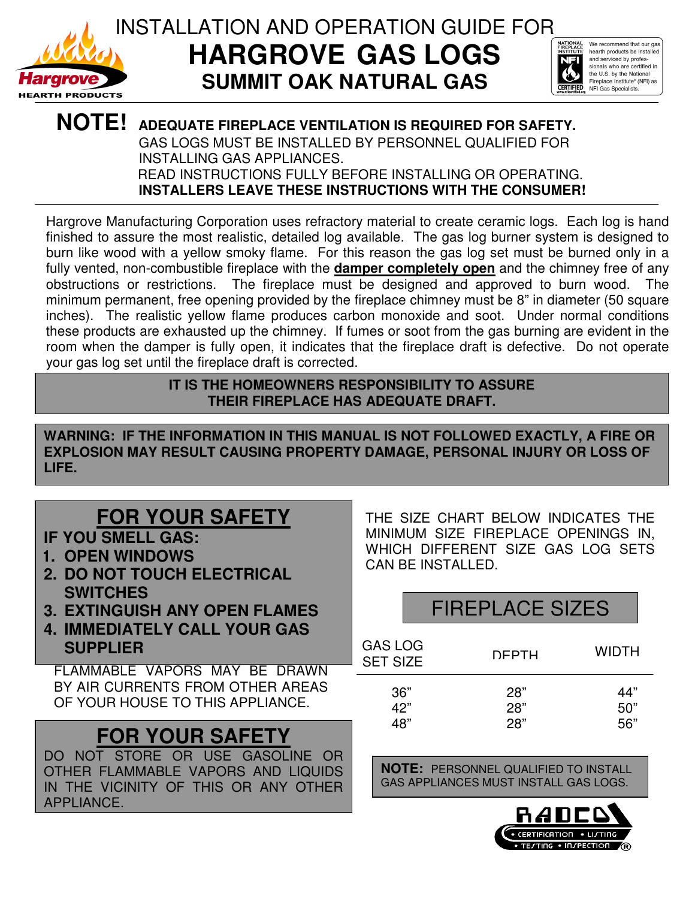# INSTALLATION AND OPERATION GUIDE FOR
# HARGROVE GAS LOGS
## SUMMIT OAK NATURAL GAS

Hargrove HEARTH PRODUCTS

NATIONAL FIREPLACE INSTITUTE NFI CERTIFIED www.nficertified.org — We recommend that our gas hearth products be installed and serviced by professionals who are certified in the U.S. by the National Fireplace Institute® (NFI) as NFI Gas Specialists.

**NOTE!** **ADEQUATE FIREPLACE VENTILATION IS REQUIRED FOR SAFETY.**
GAS LOGS MUST BE INSTALLED BY PERSONNEL QUALIFIED FOR INSTALLING GAS APPLIANCES.
READ INSTRUCTIONS FULLY BEFORE INSTALLING OR OPERATING.
**INSTALLERS LEAVE THESE INSTRUCTIONS WITH THE CONSUMER!**

Hargrove Manufacturing Corporation uses refractory material to create ceramic logs. Each log is hand finished to assure the most realistic, detailed log available. The gas log burner system is designed to burn like wood with a yellow smoky flame. For this reason the gas log set must be burned only in a fully vented, non-combustible fireplace with the **damper completely open** and the chimney free of any obstructions or restrictions. The fireplace must be designed and approved to burn wood. The minimum permanent, free opening provided by the fireplace chimney must be 8" in diameter (50 square inches). The realistic yellow flame produces carbon monoxide and soot. Under normal conditions these products are exhausted up the chimney. If fumes or soot from the gas burning are evident in the room when the damper is fully open, it indicates that the fireplace draft is defective. Do not operate your gas log set until the fireplace draft is corrected.

**IT IS THE HOMEOWNERS RESPONSIBILITY TO ASSURE THEIR FIREPLACE HAS ADEQUATE DRAFT.**

**WARNING: IF THE INFORMATION IN THIS MANUAL IS NOT FOLLOWED EXACTLY, A FIRE OR EXPLOSION MAY RESULT CAUSING PROPERTY DAMAGE, PERSONAL INJURY OR LOSS OF LIFE.**

## FOR YOUR SAFETY

**IF YOU SMELL GAS:**

1. **OPEN WINDOWS**
2. **DO NOT TOUCH ELECTRICAL SWITCHES**
3. **EXTINGUISH ANY OPEN FLAMES**
4. **IMMEDIATELY CALL YOUR GAS SUPPLIER**

FLAMMABLE VAPORS MAY BE DRAWN BY AIR CURRENTS FROM OTHER AREAS OF YOUR HOUSE TO THIS APPLIANCE.

## FOR YOUR SAFETY

DO NOT STORE OR USE GASOLINE OR OTHER FLAMMABLE VAPORS AND LIQUIDS IN THE VICINITY OF THIS OR ANY OTHER APPLIANCE.

THE SIZE CHART BELOW INDICATES THE MINIMUM SIZE FIREPLACE OPENINGS IN, WHICH DIFFERENT SIZE GAS LOG SETS CAN BE INSTALLED.

## FIREPLACE SIZES

| GAS LOG SET SIZE | DEPTH | WIDTH |
|---|---|---|
| 36" | 28" | 44" |
| 42" | 28" | 50" |
| 48" | 28" | 56" |

**NOTE:** PERSONNEL QUALIFIED TO INSTALL GAS APPLIANCES MUST INSTALL GAS LOGS.

RADCO • CERTIFICATION • LISTING • TESTING • INSPECTION ®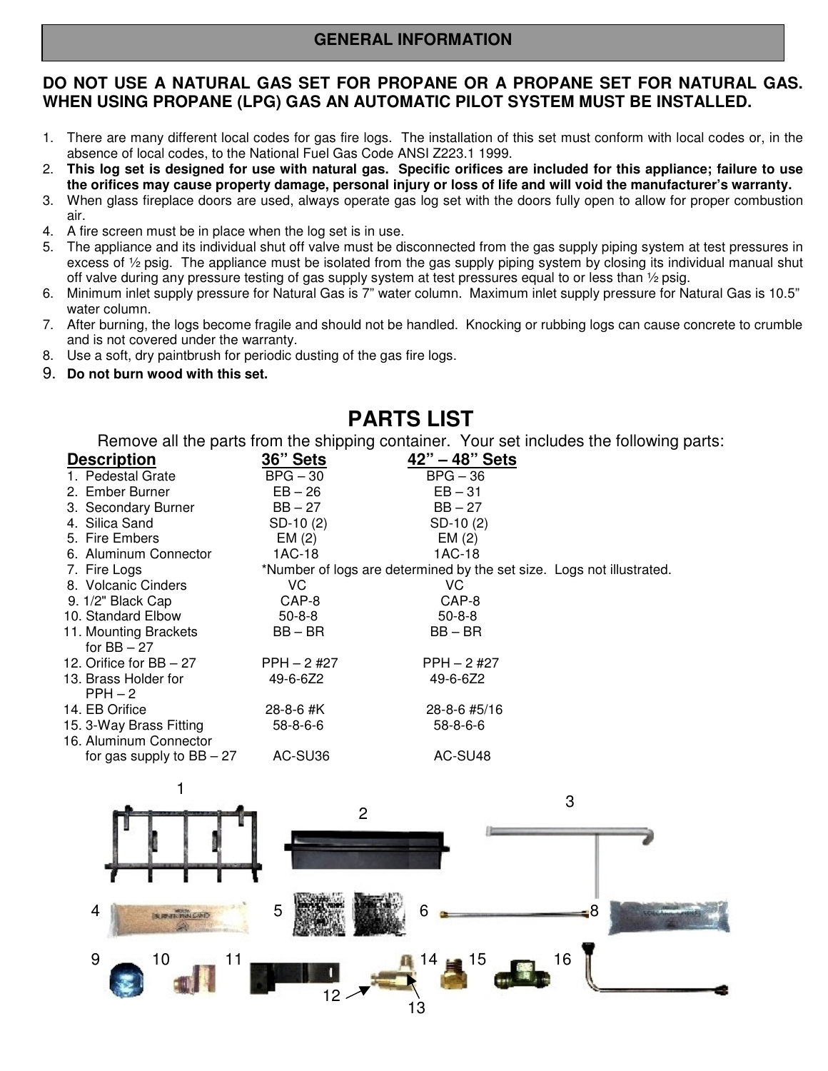## GENERAL INFORMATION

**DO NOT USE A NATURAL GAS SET FOR PROPANE OR A PROPANE SET FOR NATURAL GAS. WHEN USING PROPANE (LPG) GAS AN AUTOMATIC PILOT SYSTEM MUST BE INSTALLED.**

1. There are many different local codes for gas fire logs. The installation of this set must conform with local codes or, in the absence of local codes, to the National Fuel Gas Code ANSI Z223.1 1999.
2. **This log set is designed for use with natural gas. Specific orifices are included for this appliance; failure to use the orifices may cause property damage, personal injury or loss of life and will void the manufacturer's warranty.**
3. When glass fireplace doors are used, always operate gas log set with the doors fully open to allow for proper combustion air.
4. A fire screen must be in place when the log set is in use.
5. The appliance and its individual shut off valve must be disconnected from the gas supply piping system at test pressures in excess of ½ psig. The appliance must be isolated from the gas supply piping system by closing its individual manual shut off valve during any pressure testing of gas supply system at test pressures equal to or less than ½ psig.
6. Minimum inlet supply pressure for Natural Gas is 7" water column. Maximum inlet supply pressure for Natural Gas is 10.5" water column.
7. After burning, the logs become fragile and should not be handled. Knocking or rubbing logs can cause concrete to crumble and is not covered under the warranty.
8. Use a soft, dry paintbrush for periodic dusting of the gas fire logs.
9. **Do not burn wood with this set.**

# PARTS LIST

Remove all the parts from the shipping container. Your set includes the following parts:

| Description | 36" Sets | 42" – 48" Sets |
|---|---|---|
| 1. Pedestal Grate | BPG – 30 | BPG – 36 |
| 2. Ember Burner | EB – 26 | EB – 31 |
| 3. Secondary Burner | BB – 27 | BB – 27 |
| 4. Silica Sand | SD-10 (2) | SD-10 (2) |
| 5. Fire Embers | EM (2) | EM (2) |
| 6. Aluminum Connector | 1AC-18 | 1AC-18 |
| 7. Fire Logs | *Number of logs are determined by the set size. Logs not illustrated. | |
| 8. Volcanic Cinders | VC | VC |
| 9. 1/2" Black Cap | CAP-8 | CAP-8 |
| 10. Standard Elbow | 50-8-8 | 50-8-8 |
| 11. Mounting Brackets for BB – 27 | BB – BR | BB – BR |
| 12. Orifice for BB – 27 | PPH – 2 #27 | PPH – 2 #27 |
| 13. Brass Holder for PPH – 2 | 49-6-6Z2 | 49-6-6Z2 |
| 14. EB Orifice | 28-8-6 #K | 28-8-6 #5/16 |
| 15. 3-Way Brass Fitting | 58-8-6-6 | 58-8-6-6 |
| 16. Aluminum Connector for gas supply to BB – 27 | AC-SU36 | AC-SU48 |

1 2 3 4 5 6 8 9 10 11 12 13 14 15 16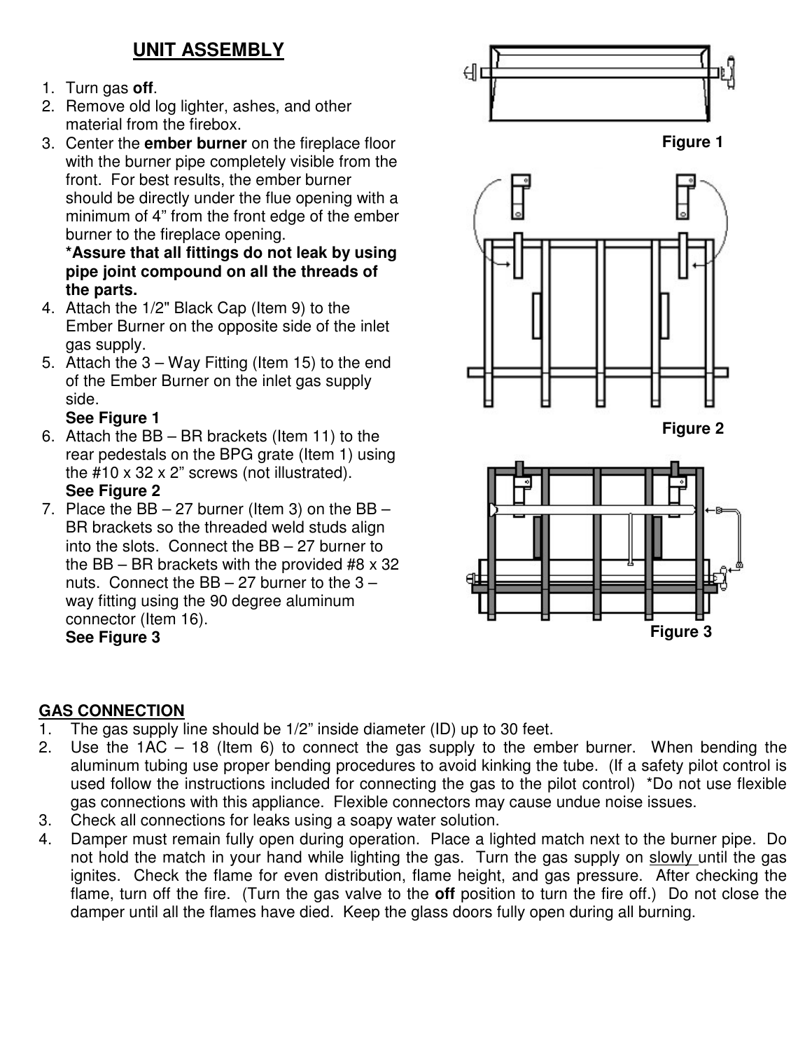## UNIT ASSEMBLY

1. Turn gas **off**.
2. Remove old log lighter, ashes, and other material from the firebox.
3. Center the **ember burner** on the fireplace floor with the burner pipe completely visible from the front. For best results, the ember burner should be directly under the flue opening with a minimum of 4" from the front edge of the ember burner to the fireplace opening.
   **\*Assure that all fittings do not leak by using pipe joint compound on all the threads of the parts.**
4. Attach the 1/2" Black Cap (Item 9) to the Ember Burner on the opposite side of the inlet gas supply.
5. Attach the 3 – Way Fitting (Item 15) to the end of the Ember Burner on the inlet gas supply side.
   **See Figure 1**
6. Attach the BB – BR brackets (Item 11) to the rear pedestals on the BPG grate (Item 1) using the #10 x 32 x 2" screws (not illustrated).
   **See Figure 2**
7. Place the BB – 27 burner (Item 3) on the BB – BR brackets so the threaded weld studs align into the slots. Connect the BB – 27 burner to the BB – BR brackets with the provided #8 x 32 nuts. Connect the BB – 27 burner to the 3 – way fitting using the 90 degree aluminum connector (Item 16).
   **See Figure 3**

Figure 1

Figure 2

Figure 3

## GAS CONNECTION

1. The gas supply line should be 1/2" inside diameter (ID) up to 30 feet.
2. Use the 1AC – 18 (Item 6) to connect the gas supply to the ember burner. When bending the aluminum tubing use proper bending procedures to avoid kinking the tube. (If a safety pilot control is used follow the instructions included for connecting the gas to the pilot control) \*Do not use flexible gas connections with this appliance. Flexible connectors may cause undue noise issues.
3. Check all connections for leaks using a soapy water solution.
4. Damper must remain fully open during operation. Place a lighted match next to the burner pipe. Do not hold the match in your hand while lighting the gas. Turn the gas supply on <u>slowly</u> until the gas ignites. Check the flame for even distribution, flame height, and gas pressure. After checking the flame, turn off the fire. (Turn the gas valve to the **off** position to turn the fire off.) Do not close the damper until all the flames have died. Keep the glass doors fully open during all burning.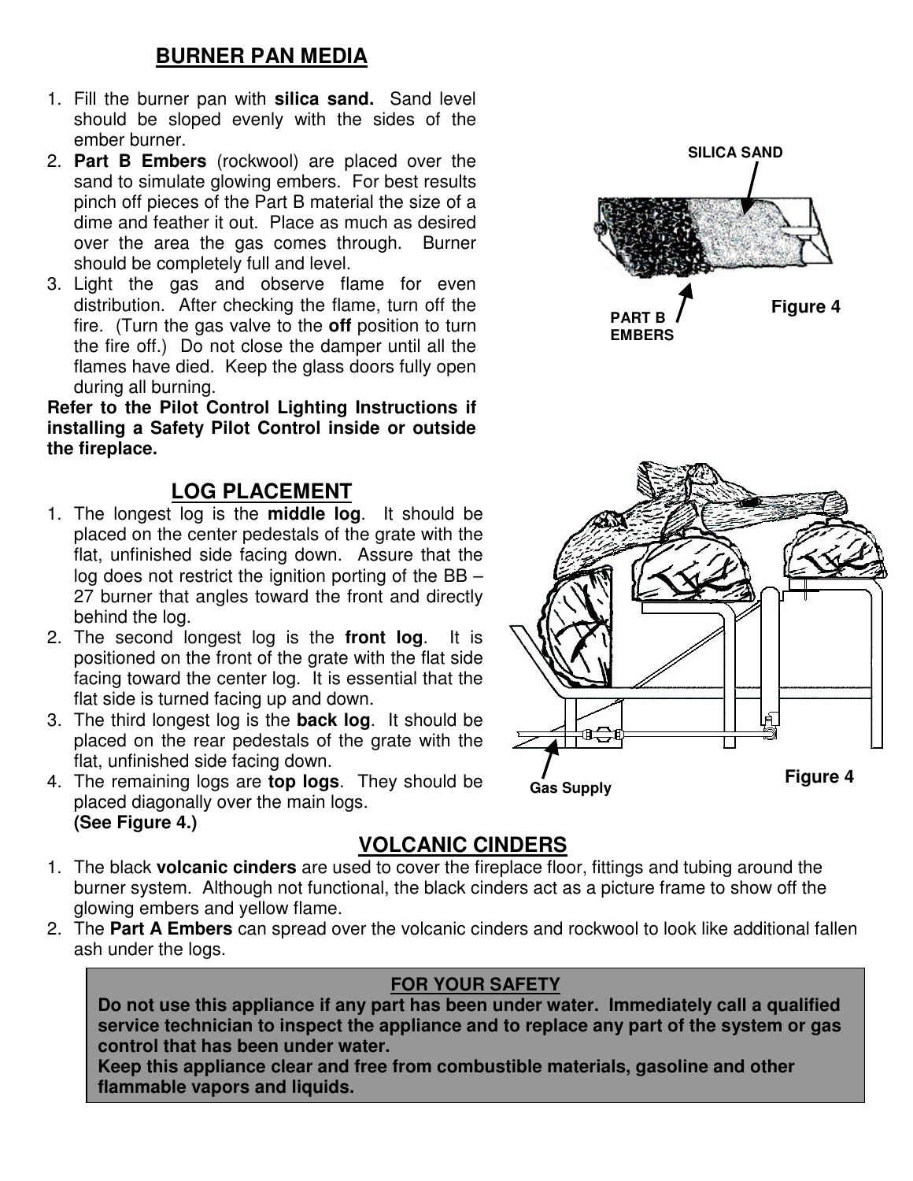## BURNER PAN MEDIA

1. Fill the burner pan with **silica sand.** Sand level should be sloped evenly with the sides of the ember burner.
2. **Part B Embers** (rockwool) are placed over the sand to simulate glowing embers. For best results pinch off pieces of the Part B material the size of a dime and feather it out. Place as much as desired over the area the gas comes through. Burner should be completely full and level.
3. Light the gas and observe flame for even distribution. After checking the flame, turn off the fire. (Turn the gas valve to the **off** position to turn the fire off.) Do not close the damper until all the flames have died. Keep the glass doors fully open during all burning.

**Refer to the Pilot Control Lighting Instructions if installing a Safety Pilot Control inside or outside the fireplace.**

SILICA SAND

PART B EMBERS

Figure 4

## LOG PLACEMENT

1. The longest log is the **middle log**. It should be placed on the center pedestals of the grate with the flat, unfinished side facing down. Assure that the log does not restrict the ignition porting of the BB – 27 burner that angles toward the front and directly behind the log.
2. The second longest log is the **front log**. It is positioned on the front of the grate with the flat side facing toward the center log. It is essential that the flat side is turned facing up and down.
3. The third longest log is the **back log**. It should be placed on the rear pedestals of the grate with the flat, unfinished side facing down.
4. The remaining logs are **top logs**. They should be placed diagonally over the main logs. **(See Figure 4.)**

Gas Supply

Figure 4

## VOLCANIC CINDERS

1. The black **volcanic cinders** are used to cover the fireplace floor, fittings and tubing around the burner system. Although not functional, the black cinders act as a picture frame to show off the glowing embers and yellow flame.
2. The **Part A Embers** can spread over the volcanic cinders and rockwool to look like additional fallen ash under the logs.

**FOR YOUR SAFETY**

**Do not use this appliance if any part has been under water. Immediately call a qualified service technician to inspect the appliance and to replace any part of the system or gas control that has been under water.**

**Keep this appliance clear and free from combustible materials, gasoline and other flammable vapors and liquids.**